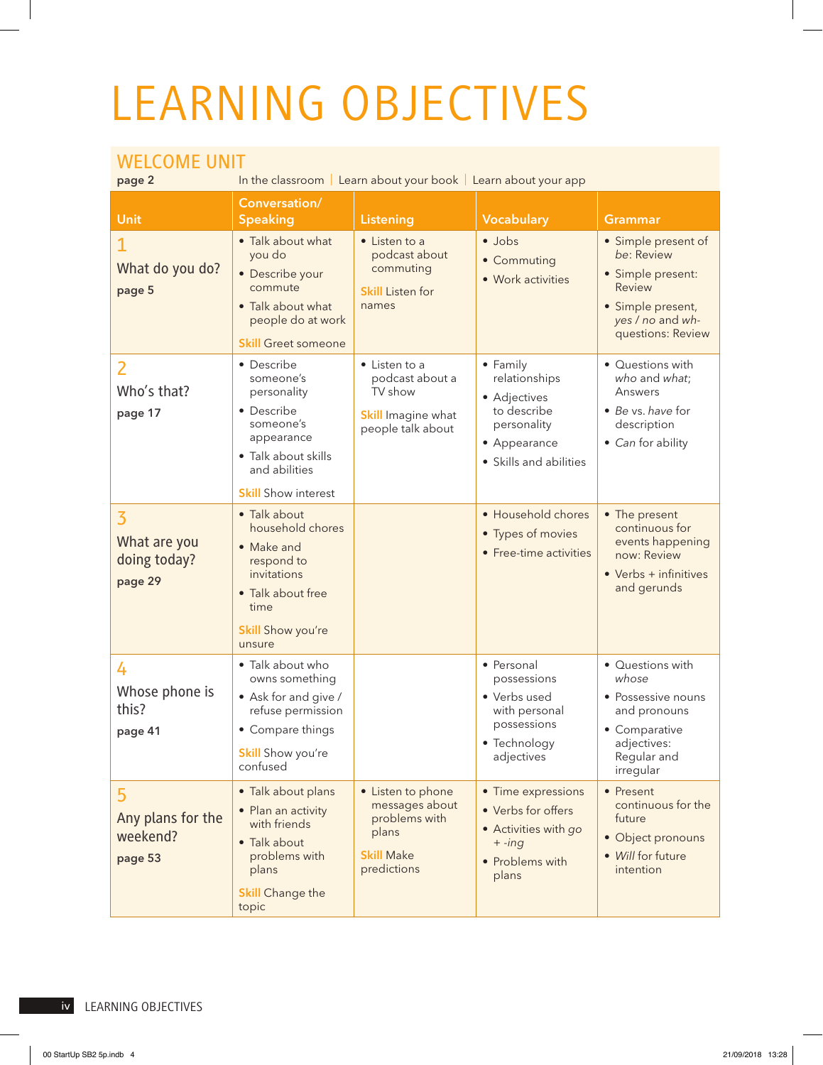# LEARNING OBJECTIVES

## WELCOME UNIT

**page 2** In the classroom | Learn about your book | Learn about your app

| Unit | Conversation/ Speaking | Listening | Vocabulary | Grammar |
|---|---|---|---|---|
| **1** What do you do? **page 5** | • Talk about what you do<br>• Describe your commute<br>• Talk about what people do at work<br>**Skill** Greet someone | • Listen to a podcast about commuting<br>**Skill** Listen for names | • Jobs<br>• Commuting<br>• Work activities | • Simple present of *be*: Review<br>• Simple present: Review<br>• Simple present, *yes / no* and *wh-* questions: Review |
| **2** Who's that? **page 17** | • Describe someone's personality<br>• Describe someone's appearance<br>• Talk about skills and abilities<br>**Skill** Show interest | • Listen to a podcast about a TV show<br>**Skill** Imagine what people talk about | • Family relationships<br>• Adjectives to describe personality<br>• Appearance<br>• Skills and abilities | • Questions with *who* and *what*; Answers<br>• *Be* vs. *have* for description<br>• *Can* for ability |
| **3** What are you doing today? **page 29** | • Talk about household chores<br>• Make and respond to invitations<br>• Talk about free time<br>**Skill** Show you're unsure | | • Household chores<br>• Types of movies<br>• Free-time activities | • The present continuous for events happening now: Review<br>• Verbs + infinitives and gerunds |
| **4** Whose phone is this? **page 41** | • Talk about who owns something<br>• Ask for and give / refuse permission<br>• Compare things<br>**Skill** Show you're confused | | • Personal possessions<br>• Verbs used with personal possessions<br>• Technology adjectives | • Questions with *whose*<br>• Possessive nouns and pronouns<br>• Comparative adjectives: Regular and irregular |
| **5** Any plans for the weekend? **page 53** | • Talk about plans<br>• Plan an activity with friends<br>• Talk about problems with plans<br>**Skill** Change the topic | • Listen to phone messages about problems with plans<br>**Skill** Make predictions | • Time expressions<br>• Verbs for offers<br>• Activities with *go + -ing*<br>• Problems with plans | • Present continuous for the future<br>• Object pronouns<br>• *Will* for future intention |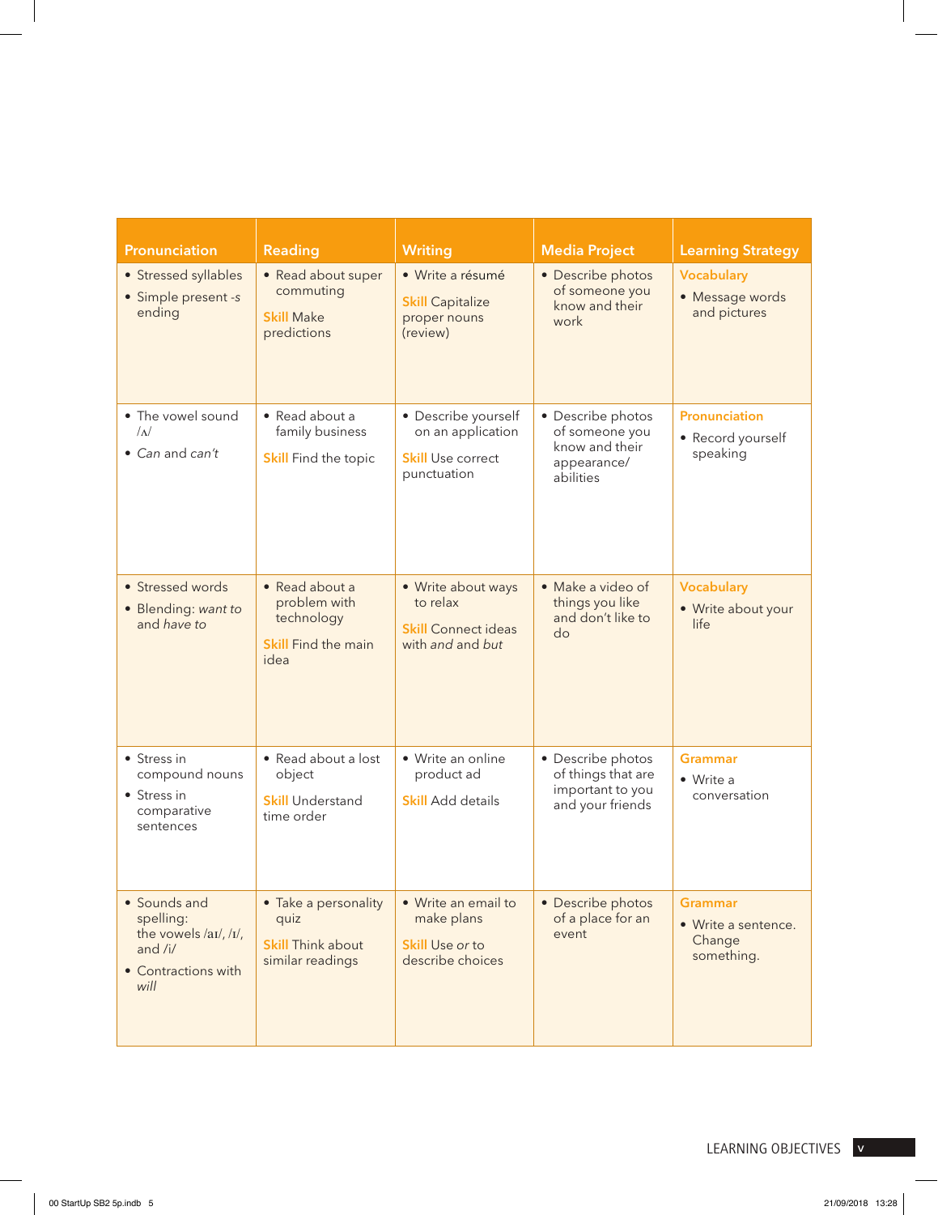| Pronunciation | Reading | Writing | Media Project | Learning Strategy |
|---|---|---|---|---|
| • Stressed syllables<br>• Simple present *-s* ending | • Read about super commuting<br><br>**Skill** Make predictions | • Write a résumé<br><br>**Skill** Capitalize proper nouns (review) | • Describe photos of someone you know and their work | **Vocabulary**<br>• Message words and pictures |
| • The vowel sound /ʌ/<br>• *Can* and *can't* | • Read about a family business<br><br>**Skill** Find the topic | • Describe yourself on an application<br><br>**Skill** Use correct punctuation | • Describe photos of someone you know and their appearance/ abilities | **Pronunciation**<br>• Record yourself speaking |
| • Stressed words<br>• Blending: *want to* and *have to* | • Read about a problem with technology<br><br>**Skill** Find the main idea | • Write about ways to relax<br><br>**Skill** Connect ideas with *and* and *but* | • Make a video of things you like and don't like to do | **Vocabulary**<br>• Write about your life |
| • Stress in compound nouns<br>• Stress in comparative sentences | • Read about a lost object<br><br>**Skill** Understand time order | • Write an online product ad<br><br>**Skill** Add details | • Describe photos of things that are important to you and your friends | **Grammar**<br>• Write a conversation |
| • Sounds and spelling: the vowels /aɪ/, /ɪ/, and /i/<br>• Contractions with *will* | • Take a personality quiz<br><br>**Skill** Think about similar readings | • Write an email to make plans<br><br>**Skill** Use *or* to describe choices | • Describe photos of a place for an event | **Grammar**<br>• Write a sentence. Change something. |

LEARNING OBJECTIVES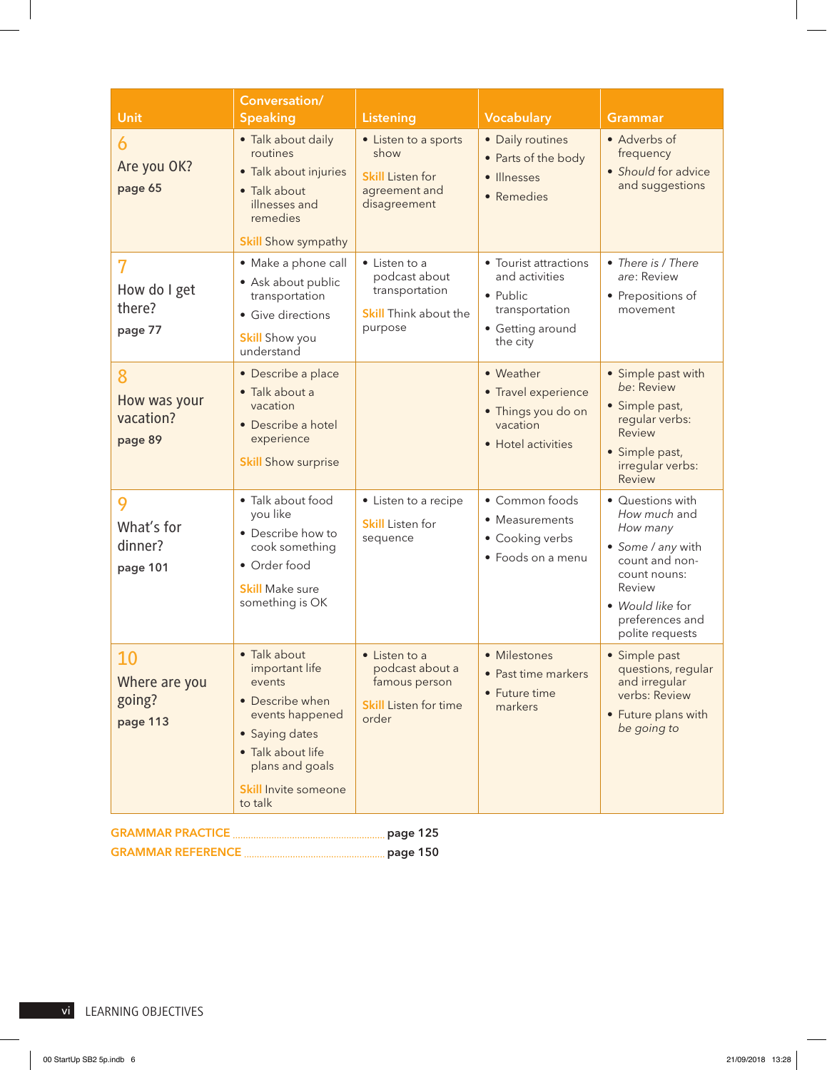| Unit | Conversation/ Speaking | Listening | Vocabulary | Grammar |
|---|---|---|---|---|
| **6** Are you OK? **page 65** | • Talk about daily routines<br>• Talk about injuries<br>• Talk about illnesses and remedies<br>**Skill** Show sympathy | • Listen to a sports show<br>**Skill** Listen for agreement and disagreement | • Daily routines<br>• Parts of the body<br>• Illnesses<br>• Remedies | • Adverbs of frequency<br>• *Should* for advice and suggestions |
| **7** How do I get there? **page 77** | • Make a phone call<br>• Ask about public transportation<br>• Give directions<br>**Skill** Show you understand | • Listen to a podcast about transportation<br>**Skill** Think about the purpose | • Tourist attractions and activities<br>• Public transportation<br>• Getting around the city | • *There is / There are*: Review<br>• Prepositions of movement |
| **8** How was your vacation? **page 89** | • Describe a place<br>• Talk about a vacation<br>• Describe a hotel experience<br>**Skill** Show surprise | | • Weather<br>• Travel experience<br>• Things you do on vacation<br>• Hotel activities | • Simple past with *be*: Review<br>• Simple past, regular verbs: Review<br>• Simple past, irregular verbs: Review |
| **9** What's for dinner? **page 101** | • Talk about food you like<br>• Describe how to cook something<br>• Order food<br>**Skill** Make sure something is OK | • Listen to a recipe<br>**Skill** Listen for sequence | • Common foods<br>• Measurements<br>• Cooking verbs<br>• Foods on a menu | • Questions with *How much* and *How many*<br>• *Some / any* with count and non-count nouns: Review<br>• *Would like* for preferences and polite requests |
| **10** Where are you going? **page 113** | • Talk about important life events<br>• Describe when events happened<br>• Saying dates<br>• Talk about life plans and goals<br>**Skill** Invite someone to talk | • Listen to a podcast about a famous person<br>**Skill** Listen for time order | • Milestones<br>• Past time markers<br>• Future time markers | • Simple past questions, regular and irregular verbs: Review<br>• Future plans with *be going to* |

**GRAMMAR PRACTICE** ........................ **page 125**

**GRAMMAR REFERENCE** ........................ **page 150**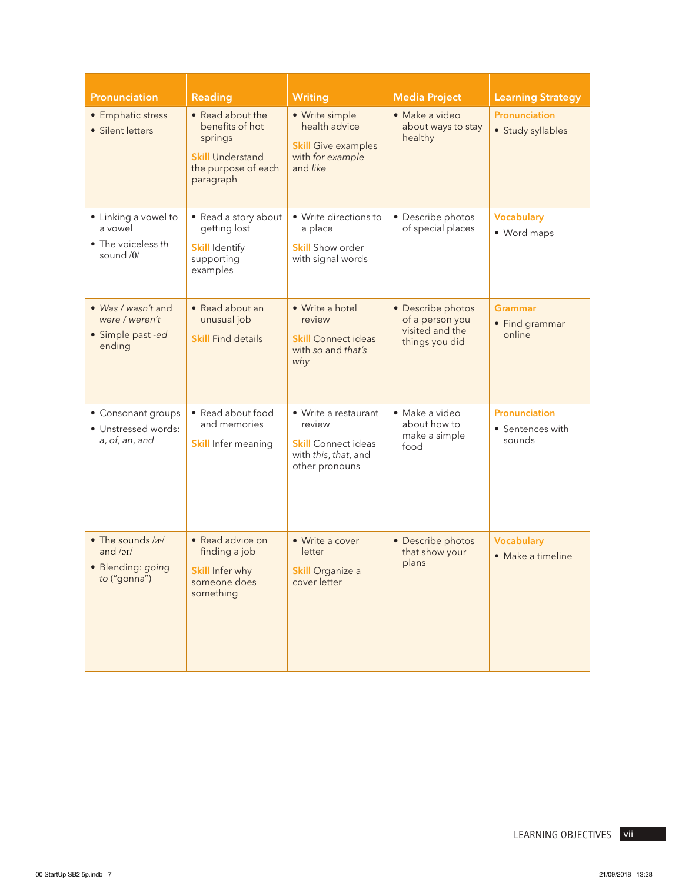| Pronunciation | Reading | Writing | Media Project | Learning Strategy |
|---|---|---|---|---|
| • Emphatic stress<br>• Silent letters | • Read about the benefits of hot springs<br>**Skill** Understand the purpose of each paragraph | • Write simple health advice<br>**Skill** Give examples with *for example* and *like* | • Make a video about ways to stay healthy | **Pronunciation**<br>• Study syllables |
| • Linking a vowel to a vowel<br>• The voiceless *th* sound /θ/ | • Read a story about getting lost<br>**Skill** Identify supporting examples | • Write directions to a place<br>**Skill** Show order with signal words | • Describe photos of special places | **Vocabulary**<br>• Word maps |
| • *Was / wasn't* and *were / weren't*<br>• Simple past *-ed* ending | • Read about an unusual job<br>**Skill** Find details | • Write a hotel review<br>**Skill** Connect ideas with *so* and *that's why* | • Describe photos of a person you visited and the things you did | **Grammar**<br>• Find grammar online |
| • Consonant groups<br>• Unstressed words: *a*, *of*, *an*, *and* | • Read about food and memories<br>**Skill** Infer meaning | • Write a restaurant review<br>**Skill** Connect ideas with *this*, *that*, and other pronouns | • Make a video about how to make a simple food | **Pronunciation**<br>• Sentences with sounds |
| • The sounds /ɚ/ and /ɔr/<br>• Blending: *going to* ("gonna") | • Read advice on finding a job<br>**Skill** Infer why someone does something | • Write a cover letter<br>**Skill** Organize a cover letter | • Describe photos that show your plans | **Vocabulary**<br>• Make a timeline |